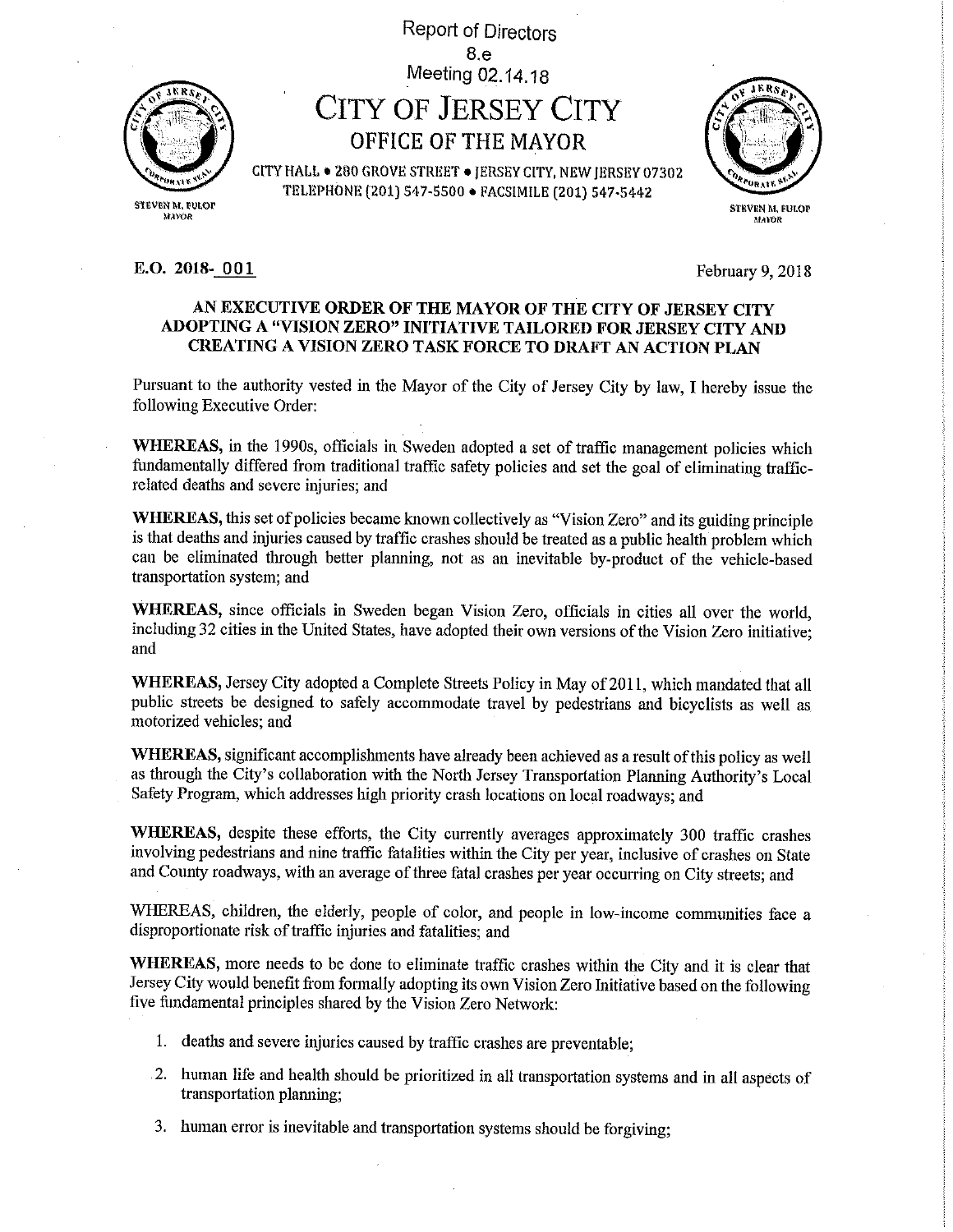Report of Directors
8.e
Meeting 02.14.18

# CITY OF JERSEY CITY

## OFFICE OF THE MAYOR

CITY HALL • 280 GROVE STREET • JERSEY CITY, NEW JERSEY 07302
TELEPHONE (201) 547-5500 • FACSIMILE (201) 547-5442

STEVEN M. FULOP
MAYOR

**E.O. 2018-** 001

February 9, 2018

**AN EXECUTIVE ORDER OF THE MAYOR OF THE CITY OF JERSEY CITY ADOPTING A "VISION ZERO" INITIATIVE TAILORED FOR JERSEY CITY AND CREATING A VISION ZERO TASK FORCE TO DRAFT AN ACTION PLAN**

Pursuant to the authority vested in the Mayor of the City of Jersey City by law, I hereby issue the following Executive Order:

**WHEREAS,** in the 1990s, officials in Sweden adopted a set of traffic management policies which fundamentally differed from traditional traffic safety policies and set the goal of eliminating traffic-related deaths and severe injuries; and

**WHEREAS,** this set of policies became known collectively as "Vision Zero" and its guiding principle is that deaths and injuries caused by traffic crashes should be treated as a public health problem which can be eliminated through better planning, not as an inevitable by-product of the vehicle-based transportation system; and

**WHEREAS,** since officials in Sweden began Vision Zero, officials in cities all over the world, including 32 cities in the United States, have adopted their own versions of the Vision Zero initiative; and

**WHEREAS,** Jersey City adopted a Complete Streets Policy in May of 2011, which mandated that all public streets be designed to safely accommodate travel by pedestrians and bicyclists as well as motorized vehicles; and

**WHEREAS,** significant accomplishments have already been achieved as a result of this policy as well as through the City's collaboration with the North Jersey Transportation Planning Authority's Local Safety Program, which addresses high priority crash locations on local roadways; and

**WHEREAS,** despite these efforts, the City currently averages approximately 300 traffic crashes involving pedestrians and nine traffic fatalities within the City per year, inclusive of crashes on State and County roadways, with an average of three fatal crashes per year occurring on City streets; and

WHEREAS, children, the elderly, people of color, and people in low-income communities face a disproportionate risk of traffic injuries and fatalities; and

**WHEREAS,** more needs to be done to eliminate traffic crashes within the City and it is clear that Jersey City would benefit from formally adopting its own Vision Zero Initiative based on the following five fundamental principles shared by the Vision Zero Network:

1. deaths and severe injuries caused by traffic crashes are preventable;
2. human life and health should be prioritized in all transportation systems and in all aspects of transportation planning;
3. human error is inevitable and transportation systems should be forgiving;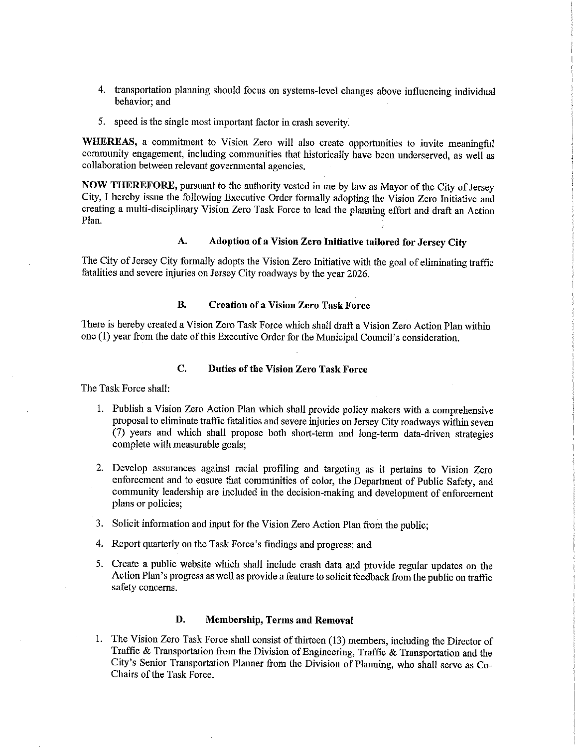4. transportation planning should focus on systems-level changes above influencing individual behavior; and

5. speed is the single most important factor in crash severity.

**WHEREAS,** a commitment to Vision Zero will also create opportunities to invite meaningful community engagement, including communities that historically have been underserved, as well as collaboration between relevant governmental agencies.

**NOW THEREFORE,** pursuant to the authority vested in me by law as Mayor of the City of Jersey City, I hereby issue the following Executive Order formally adopting the Vision Zero Initiative and creating a multi-disciplinary Vision Zero Task Force to lead the planning effort and draft an Action Plan.

### A. Adoption of a Vision Zero Initiative tailored for Jersey City

The City of Jersey City formally adopts the Vision Zero Initiative with the goal of eliminating traffic fatalities and severe injuries on Jersey City roadways by the year 2026.

### B. Creation of a Vision Zero Task Force

There is hereby created a Vision Zero Task Force which shall draft a Vision Zero Action Plan within one (1) year from the date of this Executive Order for the Municipal Council's consideration.

### C. Duties of the Vision Zero Task Force

The Task Force shall:

1. Publish a Vision Zero Action Plan which shall provide policy makers with a comprehensive proposal to eliminate traffic fatalities and severe injuries on Jersey City roadways within seven (7) years and which shall propose both short-term and long-term data-driven strategies complete with measurable goals;

2. Develop assurances against racial profiling and targeting as it pertains to Vision Zero enforcement and to ensure that communities of color, the Department of Public Safety, and community leadership are included in the decision-making and development of enforcement plans or policies;

3. Solicit information and input for the Vision Zero Action Plan from the public;

4. Report quarterly on the Task Force's findings and progress; and

5. Create a public website which shall include crash data and provide regular updates on the Action Plan's progress as well as provide a feature to solicit feedback from the public on traffic safety concerns.

### D. Membership, Terms and Removal

1. The Vision Zero Task Force shall consist of thirteen (13) members, including the Director of Traffic & Transportation from the Division of Engineering, Traffic & Transportation and the City's Senior Transportation Planner from the Division of Planning, who shall serve as Co-Chairs of the Task Force.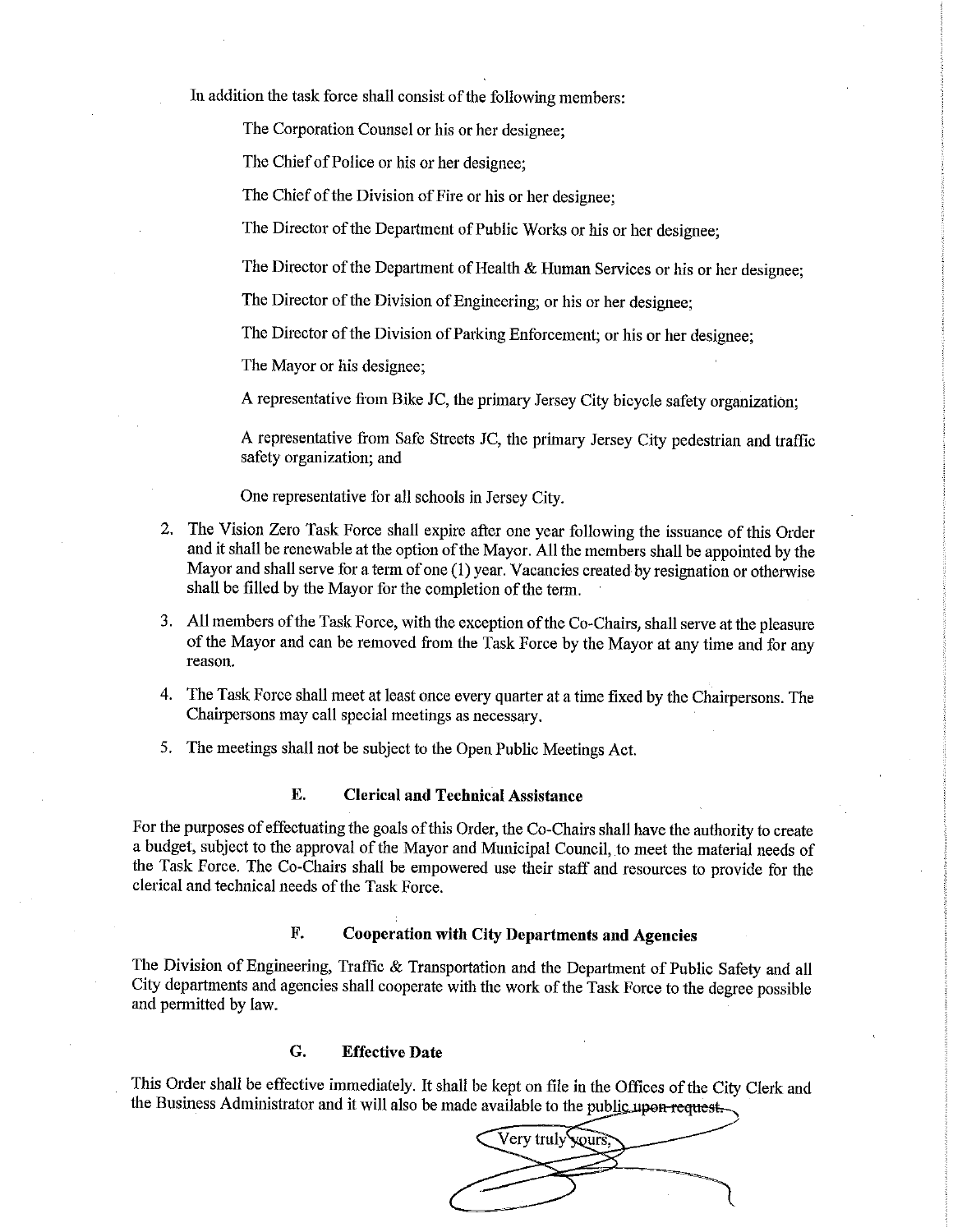In addition the task force shall consist of the following members:

The Corporation Counsel or his or her designee;

The Chief of Police or his or her designee;

The Chief of the Division of Fire or his or her designee;

The Director of the Department of Public Works or his or her designee;

The Director of the Department of Health & Human Services or his or her designee;

The Director of the Division of Engineering; or his or her designee;

The Director of the Division of Parking Enforcement; or his or her designee;

The Mayor or his designee;

A representative from Bike JC, the primary Jersey City bicycle safety organization;

A representative from Safe Streets JC, the primary Jersey City pedestrian and traffic safety organization; and

One representative for all schools in Jersey City.

2. The Vision Zero Task Force shall expire after one year following the issuance of this Order and it shall be renewable at the option of the Mayor. All the members shall be appointed by the Mayor and shall serve for a term of one (1) year. Vacancies created by resignation or otherwise shall be filled by the Mayor for the completion of the term.

3. All members of the Task Force, with the exception of the Co-Chairs, shall serve at the pleasure of the Mayor and can be removed from the Task Force by the Mayor at any time and for any reason.

4. The Task Force shall meet at least once every quarter at a time fixed by the Chairpersons. The Chairpersons may call special meetings as necessary.

5. The meetings shall not be subject to the Open Public Meetings Act.

### E. Clerical and Technical Assistance

For the purposes of effectuating the goals of this Order, the Co-Chairs shall have the authority to create a budget, subject to the approval of the Mayor and Municipal Council, to meet the material needs of the Task Force. The Co-Chairs shall be empowered use their staff and resources to provide for the clerical and technical needs of the Task Force.

### F. Cooperation with City Departments and Agencies

The Division of Engineering, Traffic & Transportation and the Department of Public Safety and all City departments and agencies shall cooperate with the work of the Task Force to the degree possible and permitted by law.

### G. Effective Date

This Order shall be effective immediately. It shall be kept on file in the Offices of the City Clerk and the Business Administrator and it will also be made available to the public ~~upon request.~~

Very truly yours,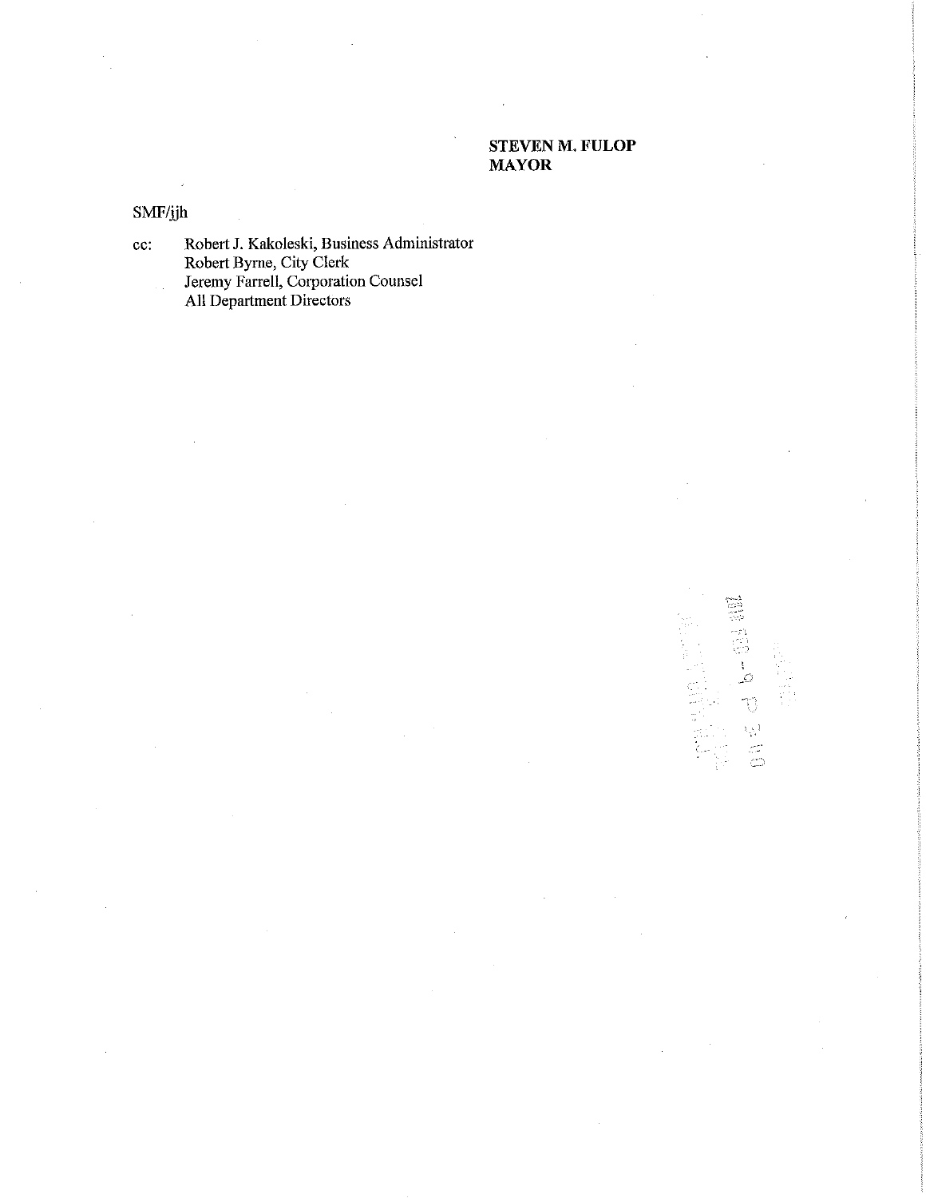**STEVEN M. FULOP**
**MAYOR**

SMF/jjh

cc: Robert J. Kakoleski, Business Administrator
Robert Byrne, City Clerk
Jeremy Farrell, Corporation Counsel
All Department Directors